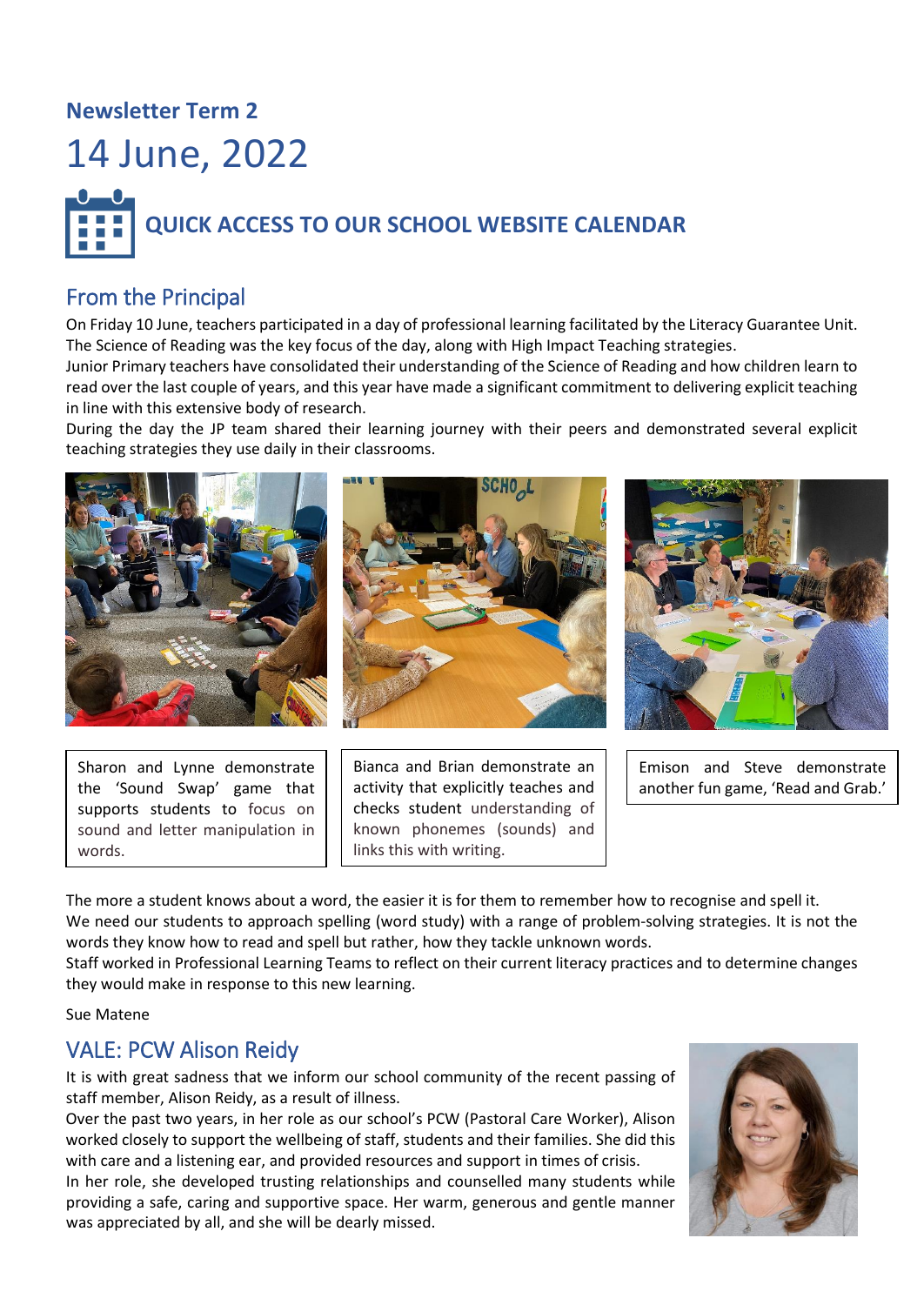**Newsletter Term 2**

# 14 June, 2022

## QUICK ACCESS TO OUR SCHOOL WEBSITE CALENDAR

## From the Principal

On Friday 10 June, teachers participated in a day of professional learning facilitated by the Literacy Guarantee Unit. The Science of Reading was the key focus of the day, along with High Impact Teaching strategies.

Junior Primary teachers have consolidated their understanding of the Science of Reading and how children learn to read over the last couple of years, and this year have made a significant commitment to delivering explicit teaching in line with this extensive body of research.

During the day the JP team shared their learning journey with their peers and demonstrated several explicit teaching strategies they use daily in their classrooms.

Sharon and Lynne demonstrate the 'Sound Swap' game that supports students to focus on sound and letter manipulation in words.

Bianca and Brian demonstrate an activity that explicitly teaches and checks student understanding of known phonemes (sounds) and links this with writing.

Emison and Steve demonstrate another fun game, 'Read and Grab.'

The more a student knows about a word, the easier it is for them to remember how to recognise and spell it.

We need our students to approach spelling (word study) with a range of problem-solving strategies. It is not the words they know how to read and spell but rather, how they tackle unknown words.

Staff worked in Professional Learning Teams to reflect on their current literacy practices and to determine changes they would make in response to this new learning.

Sue Matene

## VALE: PCW Alison Reidy

It is with great sadness that we inform our school community of the recent passing of staff member, Alison Reidy, as a result of illness.

Over the past two years, in her role as our school's PCW (Pastoral Care Worker), Alison worked closely to support the wellbeing of staff, students and their families. She did this with care and a listening ear, and provided resources and support in times of crisis.

In her role, she developed trusting relationships and counselled many students while providing a safe, caring and supportive space. Her warm, generous and gentle manner was appreciated by all, and she will be dearly missed.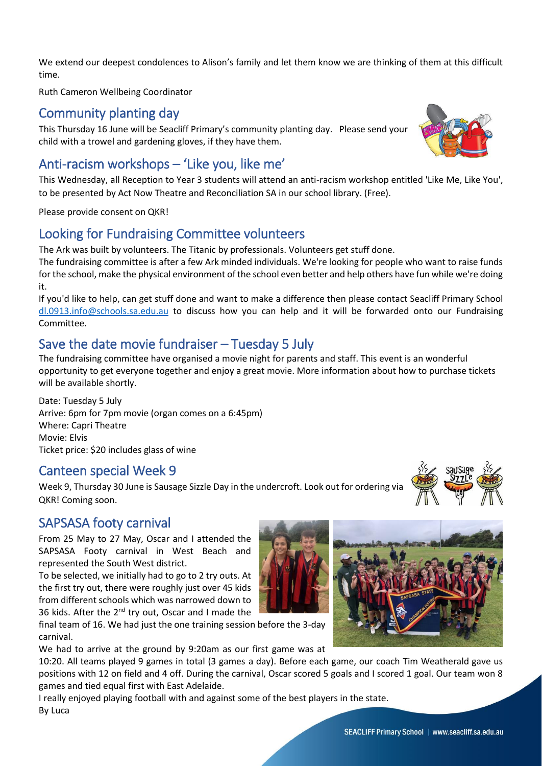We extend our deepest condolences to Alison's family and let them know we are thinking of them at this difficult time.

Ruth Cameron Wellbeing Coordinator

## Community planting day

This Thursday 16 June will be Seacliff Primary's community planting day. Please send your child with a trowel and gardening gloves, if they have them.

## Anti-racism workshops – 'Like you, like me'

This Wednesday, all Reception to Year 3 students will attend an anti-racism workshop entitled 'Like Me, Like You', to be presented by Act Now Theatre and Reconciliation SA in our school library. (Free).

Please provide consent on QKR!

## Looking for Fundraising Committee volunteers

The Ark was built by volunteers. The Titanic by professionals. Volunteers get stuff done.

The fundraising committee is after a few Ark minded individuals. We're looking for people who want to raise funds for the school, make the physical environment of the school even better and help others have fun while we're doing it.

If you'd like to help, can get stuff done and want to make a difference then please contact Seacliff Primary School dl.0913.info@schools.sa.edu.au to discuss how you can help and it will be forwarded onto our Fundraising Committee.

## Save the date movie fundraiser – Tuesday 5 July

The fundraising committee have organised a movie night for parents and staff. This event is an wonderful opportunity to get everyone together and enjoy a great movie. More information about how to purchase tickets will be available shortly.

Date: Tuesday 5 July
Arrive: 6pm for 7pm movie (organ comes on a 6:45pm)
Where: Capri Theatre
Movie: Elvis
Ticket price: $20 includes glass of wine

## Canteen special Week 9

Week 9, Thursday 30 June is Sausage Sizzle Day in the undercroft. Look out for ordering via QKR! Coming soon.

## SAPSASA footy carnival

From 25 May to 27 May, Oscar and I attended the SAPSASA Footy carnival in West Beach and represented the South West district.

To be selected, we initially had to go to 2 try outs. At the first try out, there were roughly just over 45 kids from different schools which was narrowed down to 36 kids. After the 2nd try out, Oscar and I made the final team of 16. We had just the one training session before the 3-day carnival.

We had to arrive at the ground by 9:20am as our first game was at 10:20. All teams played 9 games in total (3 games a day). Before each game, our coach Tim Weatherald gave us positions with 12 on field and 4 off. During the carnival, Oscar scored 5 goals and I scored 1 goal. Our team won 8 games and tied equal first with East Adelaide.

I really enjoyed playing football with and against some of the best players in the state.

By Luca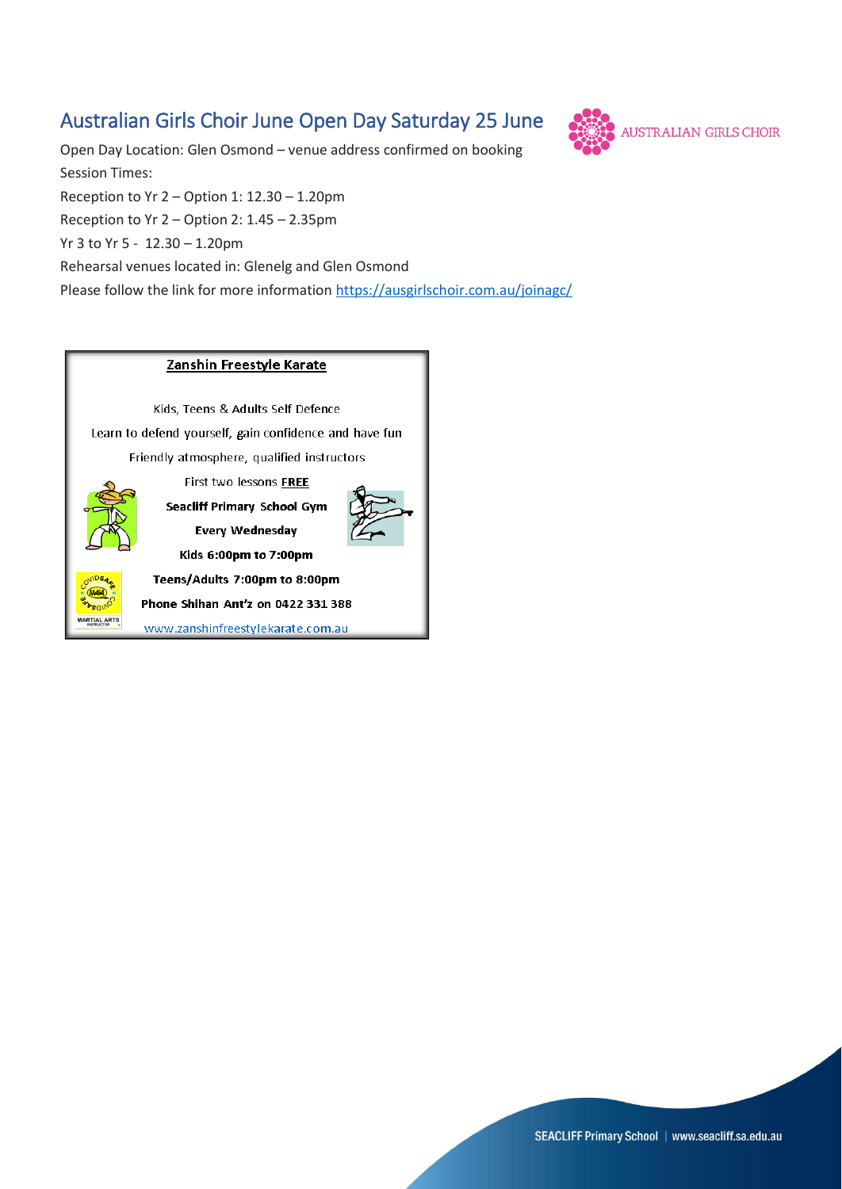## Australian Girls Choir June Open Day Saturday 25 June

AUSTRALIAN GIRLS CHOIR

Open Day Location: Glen Osmond – venue address confirmed on booking

Session Times:

Reception to Yr 2 – Option 1: 12.30 – 1.20pm

Reception to Yr 2 – Option 2: 1.45 – 2.35pm

Yr 3 to Yr 5 - 12.30 – 1.20pm

Rehearsal venues located in: Glenelg and Glen Osmond

Please follow the link for more information https://ausgirlschoir.com.au/joinagc/

**Zanshin Freestyle Karate**

Kids, Teens & Adults Self Defence

Learn to defend yourself, gain confidence and have fun

Friendly atmosphere, qualified instructors

First two lessons **FREE**

**Seacliff Primary School Gym**

**Every Wednesday**

**Kids 6:00pm to 7:00pm**

**Teens/Adults 7:00pm to 8:00pm**

**Phone Shihan Ant'z on 0422 331 388**

www.zanshinfreestylekarate.com.au